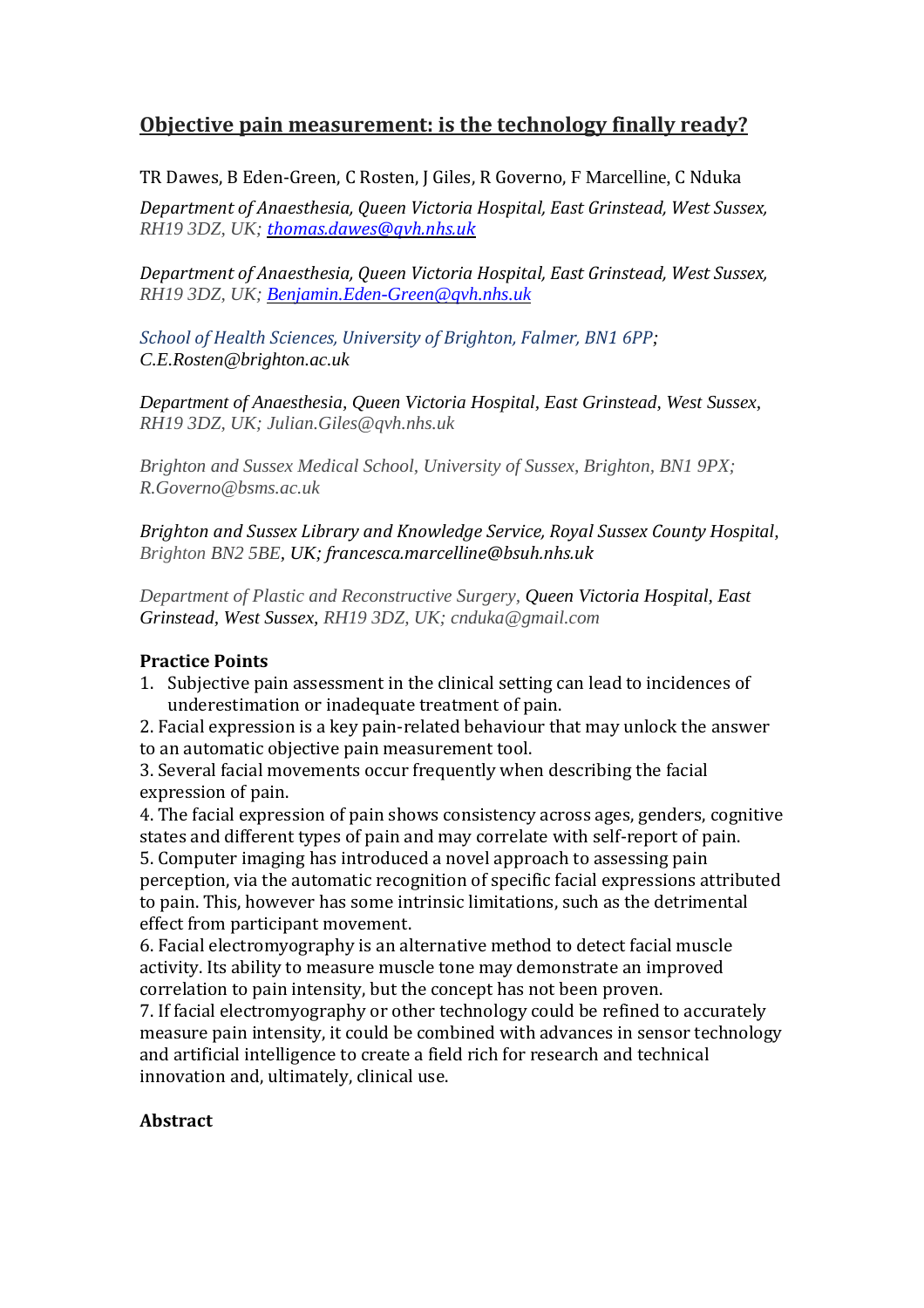# Objective pain measurement: is the technology finally ready?

TR Dawes, B Eden-Green, C Rosten, J Giles, R Governo, F Marcelline, C Nduka

*Department of Anaesthesia, Queen Victoria Hospital, East Grinstead, West Sussex, RH19 3DZ, UK; thomas.dawes@qvh.nhs.uk*

*Department of Anaesthesia, Queen Victoria Hospital, East Grinstead, West Sussex, RH19 3DZ, UK; Benjamin.Eden-Green@qvh.nhs.uk*

*School of Health Sciences, University of Brighton, Falmer, BN1 6PP; C.E.Rosten@brighton.ac.uk*

*Department of Anaesthesia, Queen Victoria Hospital, East Grinstead, West Sussex, RH19 3DZ, UK; Julian.Giles@qvh.nhs.uk*

*Brighton and Sussex Medical School, University of Sussex, Brighton, BN1 9PX; R.Governo@bsms.ac.uk*

*Brighton and Sussex Library and Knowledge Service, Royal Sussex County Hospital, Brighton BN2 5BE, UK; francesca.marcelline@bsuh.nhs.uk*

*Department of Plastic and Reconstructive Surgery, Queen Victoria Hospital, East Grinstead, West Sussex, RH19 3DZ, UK; cnduka@gmail.com*

**Practice Points**

1. Subjective pain assessment in the clinical setting can lead to incidences of underestimation or inadequate treatment of pain.
2. Facial expression is a key pain-related behaviour that may unlock the answer to an automatic objective pain measurement tool.
3. Several facial movements occur frequently when describing the facial expression of pain.
4. The facial expression of pain shows consistency across ages, genders, cognitive states and different types of pain and may correlate with self-report of pain.
5. Computer imaging has introduced a novel approach to assessing pain perception, via the automatic recognition of specific facial expressions attributed to pain. This, however has some intrinsic limitations, such as the detrimental effect from participant movement.
6. Facial electromyography is an alternative method to detect facial muscle activity. Its ability to measure muscle tone may demonstrate an improved correlation to pain intensity, but the concept has not been proven.
7. If facial electromyography or other technology could be refined to accurately measure pain intensity, it could be combined with advances in sensor technology and artificial intelligence to create a field rich for research and technical innovation and, ultimately, clinical use.

**Abstract**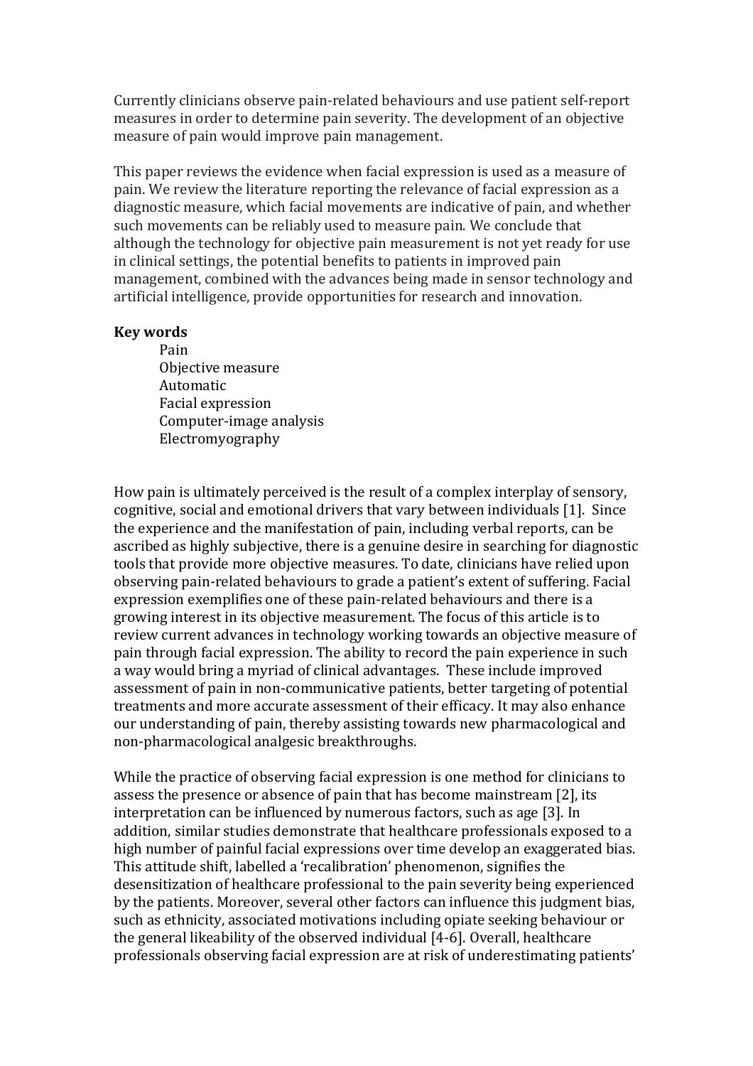Currently clinicians observe pain-related behaviours and use patient self-report measures in order to determine pain severity. The development of an objective measure of pain would improve pain management.

This paper reviews the evidence when facial expression is used as a measure of pain. We review the literature reporting the relevance of facial expression as a diagnostic measure, which facial movements are indicative of pain, and whether such movements can be reliably used to measure pain. We conclude that although the technology for objective pain measurement is not yet ready for use in clinical settings, the potential benefits to patients in improved pain management, combined with the advances being made in sensor technology and artificial intelligence, provide opportunities for research and innovation.

**Key words**

Pain
Objective measure
Automatic
Facial expression
Computer-image analysis
Electromyography

How pain is ultimately perceived is the result of a complex interplay of sensory, cognitive, social and emotional drivers that vary between individuals [1]. Since the experience and the manifestation of pain, including verbal reports, can be ascribed as highly subjective, there is a genuine desire in searching for diagnostic tools that provide more objective measures. To date, clinicians have relied upon observing pain-related behaviours to grade a patient's extent of suffering. Facial expression exemplifies one of these pain-related behaviours and there is a growing interest in its objective measurement. The focus of this article is to review current advances in technology working towards an objective measure of pain through facial expression. The ability to record the pain experience in such a way would bring a myriad of clinical advantages. These include improved assessment of pain in non-communicative patients, better targeting of potential treatments and more accurate assessment of their efficacy. It may also enhance our understanding of pain, thereby assisting towards new pharmacological and non-pharmacological analgesic breakthroughs.

While the practice of observing facial expression is one method for clinicians to assess the presence or absence of pain that has become mainstream [2], its interpretation can be influenced by numerous factors, such as age [3]. In addition, similar studies demonstrate that healthcare professionals exposed to a high number of painful facial expressions over time develop an exaggerated bias. This attitude shift, labelled a 'recalibration' phenomenon, signifies the desensitization of healthcare professional to the pain severity being experienced by the patients. Moreover, several other factors can influence this judgment bias, such as ethnicity, associated motivations including opiate seeking behaviour or the general likeability of the observed individual [4-6]. Overall, healthcare professionals observing facial expression are at risk of underestimating patients'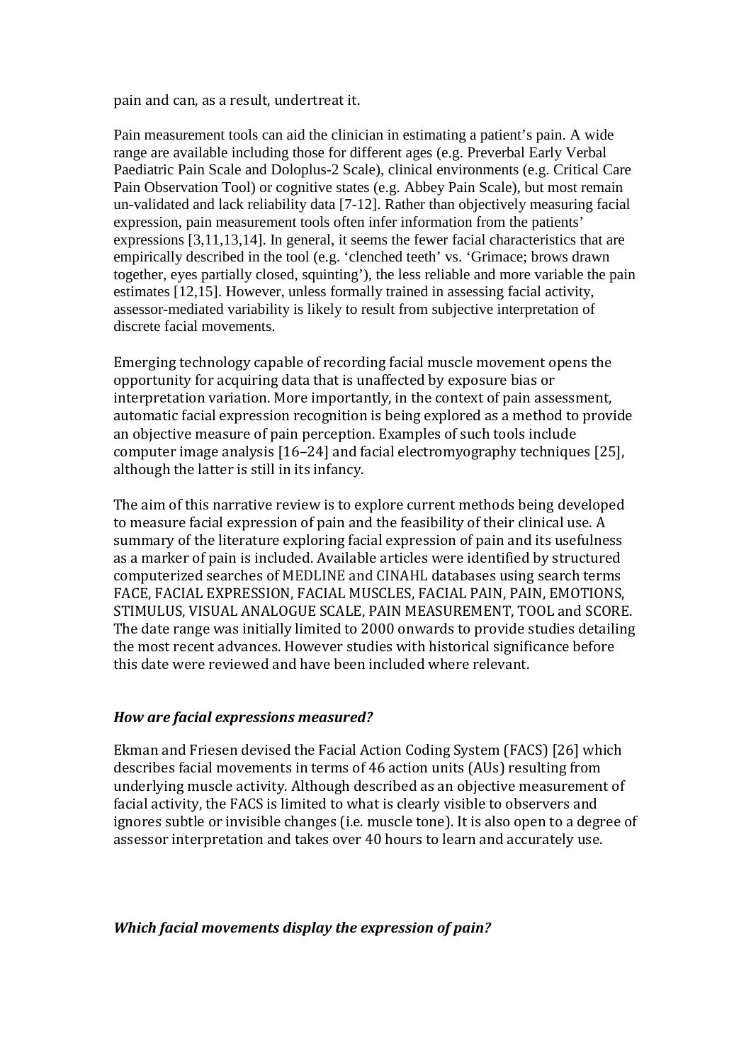pain and can, as a result, undertreat it.

Pain measurement tools can aid the clinician in estimating a patient's pain. A wide range are available including those for different ages (e.g. Preverbal Early Verbal Paediatric Pain Scale and Doloplus-2 Scale), clinical environments (e.g. Critical Care Pain Observation Tool) or cognitive states (e.g. Abbey Pain Scale), but most remain un-validated and lack reliability data [7-12]. Rather than objectively measuring facial expression, pain measurement tools often infer information from the patients' expressions [3,11,13,14]. In general, it seems the fewer facial characteristics that are empirically described in the tool (e.g. 'clenched teeth' vs. 'Grimace; brows drawn together, eyes partially closed, squinting'), the less reliable and more variable the pain estimates [12,15]. However, unless formally trained in assessing facial activity, assessor-mediated variability is likely to result from subjective interpretation of discrete facial movements.

Emerging technology capable of recording facial muscle movement opens the opportunity for acquiring data that is unaffected by exposure bias or interpretation variation. More importantly, in the context of pain assessment, automatic facial expression recognition is being explored as a method to provide an objective measure of pain perception. Examples of such tools include computer image analysis [16–24] and facial electromyography techniques [25], although the latter is still in its infancy.

The aim of this narrative review is to explore current methods being developed to measure facial expression of pain and the feasibility of their clinical use. A summary of the literature exploring facial expression of pain and its usefulness as a marker of pain is included. Available articles were identified by structured computerized searches of MEDLINE and CINAHL databases using search terms FACE, FACIAL EXPRESSION, FACIAL MUSCLES, FACIAL PAIN, PAIN, EMOTIONS, STIMULUS, VISUAL ANALOGUE SCALE, PAIN MEASUREMENT, TOOL and SCORE. The date range was initially limited to 2000 onwards to provide studies detailing the most recent advances. However studies with historical significance before this date were reviewed and have been included where relevant.

### *How are facial expressions measured?*

Ekman and Friesen devised the Facial Action Coding System (FACS) [26] which describes facial movements in terms of 46 action units (AUs) resulting from underlying muscle activity. Although described as an objective measurement of facial activity, the FACS is limited to what is clearly visible to observers and ignores subtle or invisible changes (i.e. muscle tone). It is also open to a degree of assessor interpretation and takes over 40 hours to learn and accurately use.

### *Which facial movements display the expression of pain?*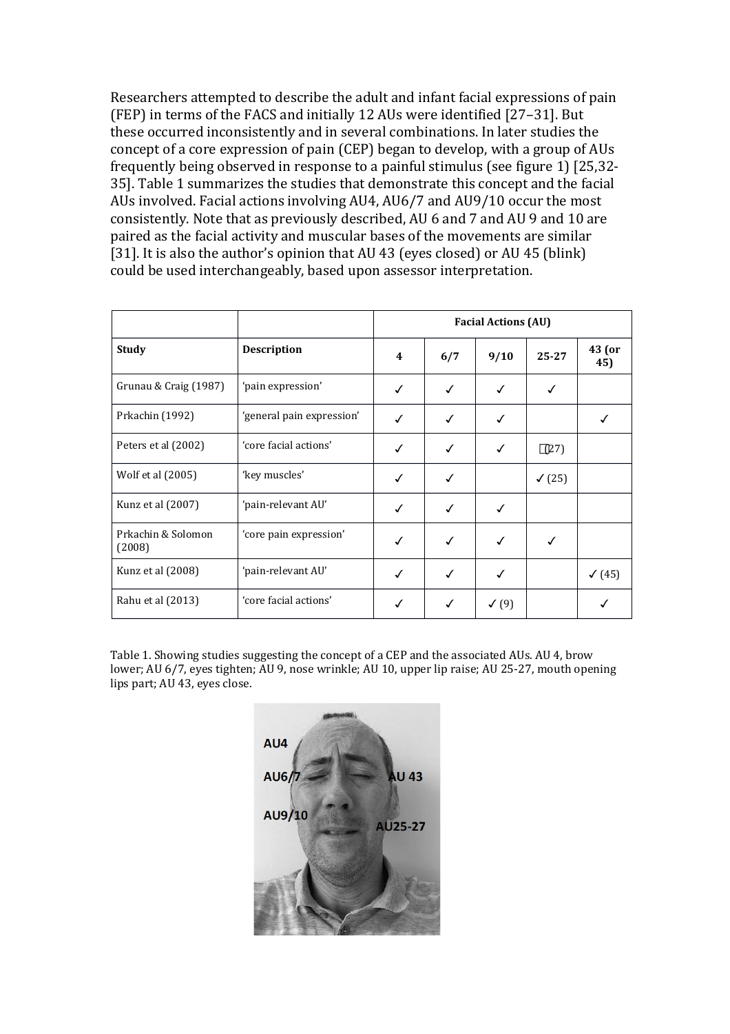Researchers attempted to describe the adult and infant facial expressions of pain (FEP) in terms of the FACS and initially 12 AUs were identified [27–31]. But these occurred inconsistently and in several combinations. In later studies the concept of a core expression of pain (CEP) began to develop, with a group of AUs frequently being observed in response to a painful stimulus (see figure 1) [25,32-35]. Table 1 summarizes the studies that demonstrate this concept and the facial AUs involved. Facial actions involving AU4, AU6/7 and AU9/10 occur the most consistently. Note that as previously described, AU 6 and 7 and AU 9 and 10 are paired as the facial activity and muscular bases of the movements are similar [31]. It is also the author's opinion that AU 43 (eyes closed) or AU 45 (blink) could be used interchangeably, based upon assessor interpretation.

| | | Facial Actions (AU) | | | | |
|---|---|---|---|---|---|---|
| **Study** | **Description** | **4** | **6/7** | **9/10** | **25-27** | **43 (or 45)** |
| Grunau & Craig (1987) | 'pain expression' | ✓ | ✓ | ✓ | ✓ | |
| Prkachin (1992) | 'general pain expression' | ✓ | ✓ | ✓ | | ✓ |
| Peters et al (2002) | 'core facial actions' | ✓ | ✓ | ✓ | ✓ (27) | |
| Wolf et al (2005) | 'key muscles' | ✓ | ✓ | | ✓ (25) | |
| Kunz et al (2007) | 'pain-relevant AU' | ✓ | ✓ | ✓ | | |
| Prkachin & Solomon (2008) | 'core pain expression' | ✓ | ✓ | ✓ | ✓ | |
| Kunz et al (2008) | 'pain-relevant AU' | ✓ | ✓ | ✓ | | ✓ (45) |
| Rahu et al (2013) | 'core facial actions' | ✓ | ✓ | ✓ (9) | | ✓ |

Table 1. Showing studies suggesting the concept of a CEP and the associated AUs. AU 4, brow lower; AU 6/7, eyes tighten; AU 9, nose wrinkle; AU 10, upper lip raise; AU 25-27, mouth opening lips part; AU 43, eyes close.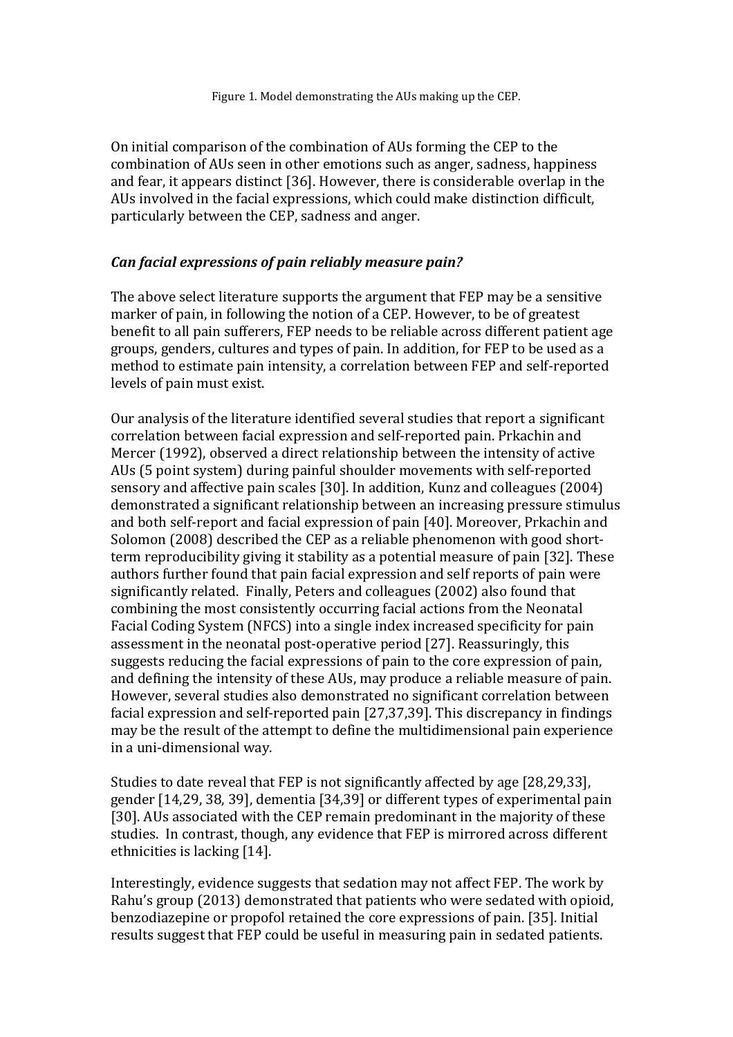Figure 1. Model demonstrating the AUs making up the CEP.

On initial comparison of the combination of AUs forming the CEP to the combination of AUs seen in other emotions such as anger, sadness, happiness and fear, it appears distinct [36]. However, there is considerable overlap in the AUs involved in the facial expressions, which could make distinction difficult, particularly between the CEP, sadness and anger.

### *Can facial expressions of pain reliably measure pain?*

The above select literature supports the argument that FEP may be a sensitive marker of pain, in following the notion of a CEP. However, to be of greatest benefit to all pain sufferers, FEP needs to be reliable across different patient age groups, genders, cultures and types of pain. In addition, for FEP to be used as a method to estimate pain intensity, a correlation between FEP and self-reported levels of pain must exist.

Our analysis of the literature identified several studies that report a significant correlation between facial expression and self-reported pain. Prkachin and Mercer (1992), observed a direct relationship between the intensity of active AUs (5 point system) during painful shoulder movements with self-reported sensory and affective pain scales [30]. In addition, Kunz and colleagues (2004) demonstrated a significant relationship between an increasing pressure stimulus and both self-report and facial expression of pain [40]. Moreover, Prkachin and Solomon (2008) described the CEP as a reliable phenomenon with good short-term reproducibility giving it stability as a potential measure of pain [32]. These authors further found that pain facial expression and self reports of pain were significantly related. Finally, Peters and colleagues (2002) also found that combining the most consistently occurring facial actions from the Neonatal Facial Coding System (NFCS) into a single index increased specificity for pain assessment in the neonatal post-operative period [27]. Reassuringly, this suggests reducing the facial expressions of pain to the core expression of pain, and defining the intensity of these AUs, may produce a reliable measure of pain. However, several studies also demonstrated no significant correlation between facial expression and self-reported pain [27,37,39]. This discrepancy in findings may be the result of the attempt to define the multidimensional pain experience in a uni-dimensional way.

Studies to date reveal that FEP is not significantly affected by age [28,29,33], gender [14,29, 38, 39], dementia [34,39] or different types of experimental pain [30]. AUs associated with the CEP remain predominant in the majority of these studies. In contrast, though, any evidence that FEP is mirrored across different ethnicities is lacking [14].

Interestingly, evidence suggests that sedation may not affect FEP. The work by Rahu's group (2013) demonstrated that patients who were sedated with opioid, benzodiazepine or propofol retained the core expressions of pain. [35]. Initial results suggest that FEP could be useful in measuring pain in sedated patients.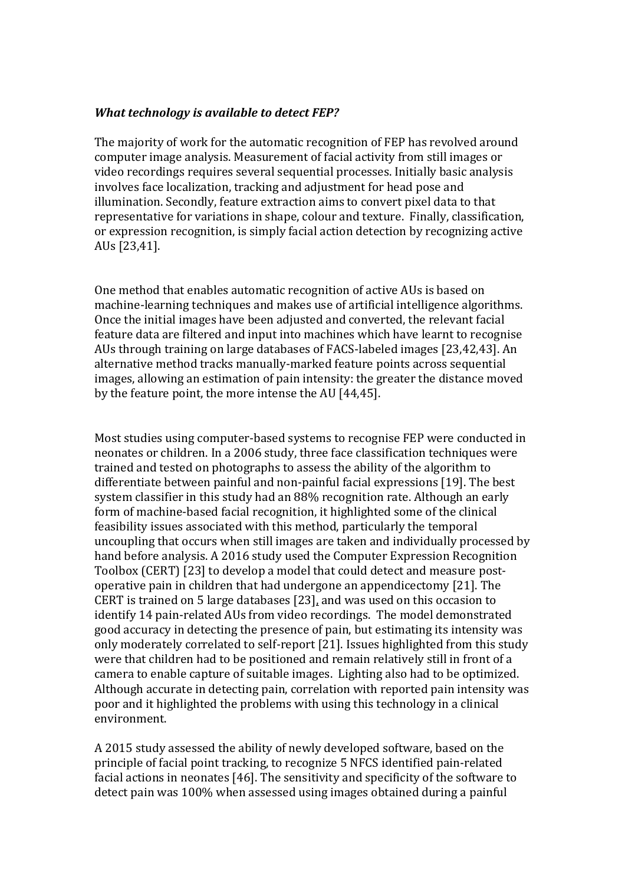***What technology is available to detect FEP?***

The majority of work for the automatic recognition of FEP has revolved around computer image analysis. Measurement of facial activity from still images or video recordings requires several sequential processes. Initially basic analysis involves face localization, tracking and adjustment for head pose and illumination. Secondly, feature extraction aims to convert pixel data to that representative for variations in shape, colour and texture. Finally, classification, or expression recognition, is simply facial action detection by recognizing active AUs [23,41].

One method that enables automatic recognition of active AUs is based on machine-learning techniques and makes use of artificial intelligence algorithms. Once the initial images have been adjusted and converted, the relevant facial feature data are filtered and input into machines which have learnt to recognise AUs through training on large databases of FACS-labeled images [23,42,43]. An alternative method tracks manually-marked feature points across sequential images, allowing an estimation of pain intensity: the greater the distance moved by the feature point, the more intense the AU [44,45].

Most studies using computer-based systems to recognise FEP were conducted in neonates or children. In a 2006 study, three face classification techniques were trained and tested on photographs to assess the ability of the algorithm to differentiate between painful and non-painful facial expressions [19]. The best system classifier in this study had an 88% recognition rate. Although an early form of machine-based facial recognition, it highlighted some of the clinical feasibility issues associated with this method, particularly the temporal uncoupling that occurs when still images are taken and individually processed by hand before analysis. A 2016 study used the Computer Expression Recognition Toolbox (CERT) [23] to develop a model that could detect and measure post-operative pain in children that had undergone an appendicectomy [21]. The CERT is trained on 5 large databases [23], and was used on this occasion to identify 14 pain-related AUs from video recordings. The model demonstrated good accuracy in detecting the presence of pain, but estimating its intensity was only moderately correlated to self-report [21]. Issues highlighted from this study were that children had to be positioned and remain relatively still in front of a camera to enable capture of suitable images. Lighting also had to be optimized. Although accurate in detecting pain, correlation with reported pain intensity was poor and it highlighted the problems with using this technology in a clinical environment.

A 2015 study assessed the ability of newly developed software, based on the principle of facial point tracking, to recognize 5 NFCS identified pain-related facial actions in neonates [46]. The sensitivity and specificity of the software to detect pain was 100% when assessed using images obtained during a painful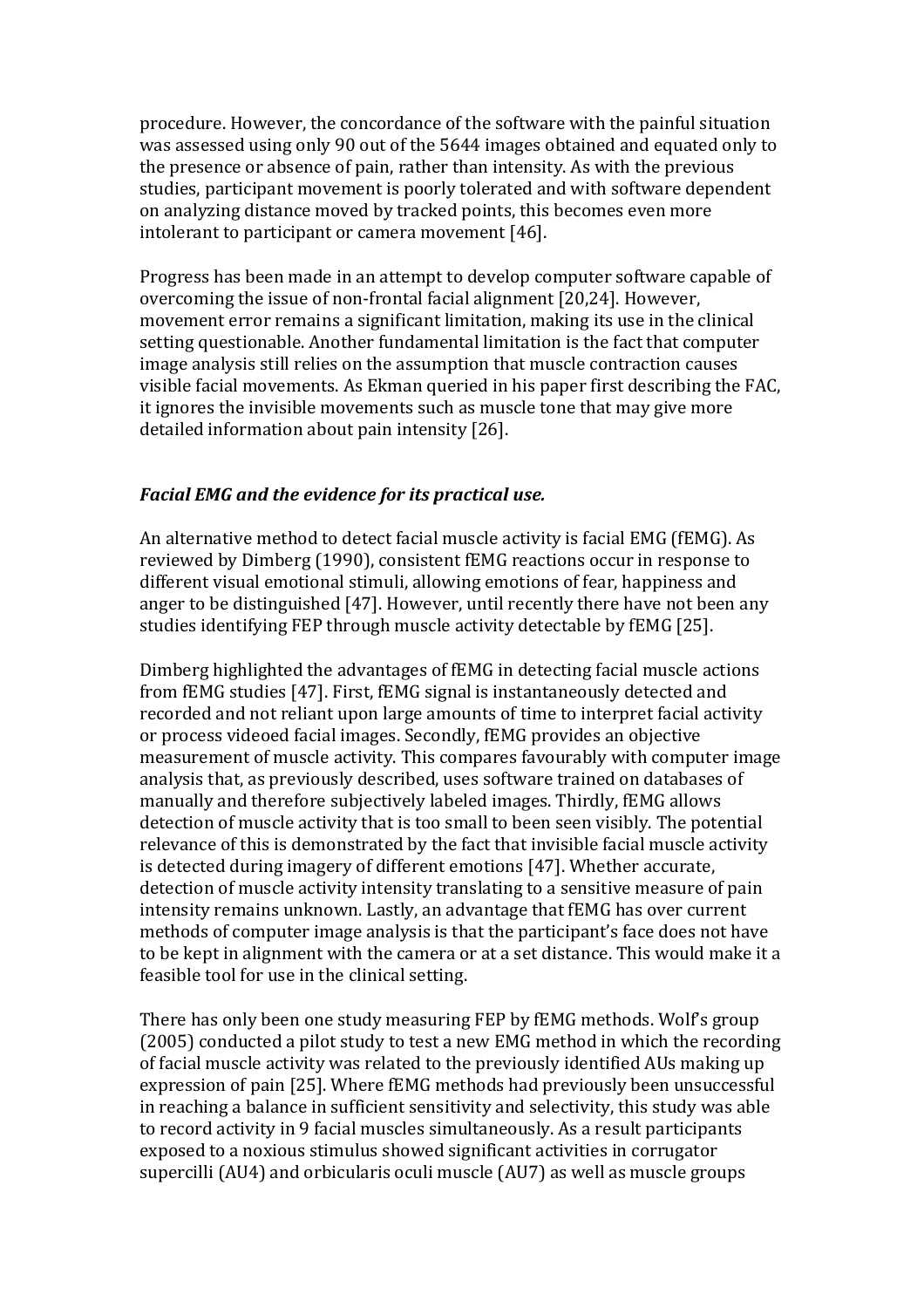procedure. However, the concordance of the software with the painful situation was assessed using only 90 out of the 5644 images obtained and equated only to the presence or absence of pain, rather than intensity. As with the previous studies, participant movement is poorly tolerated and with software dependent on analyzing distance moved by tracked points, this becomes even more intolerant to participant or camera movement [46].

Progress has been made in an attempt to develop computer software capable of overcoming the issue of non-frontal facial alignment [20,24]. However, movement error remains a significant limitation, making its use in the clinical setting questionable. Another fundamental limitation is the fact that computer image analysis still relies on the assumption that muscle contraction causes visible facial movements. As Ekman queried in his paper first describing the FAC, it ignores the invisible movements such as muscle tone that may give more detailed information about pain intensity [26].

***Facial EMG and the evidence for its practical use.***

An alternative method to detect facial muscle activity is facial EMG (fEMG). As reviewed by Dimberg (1990), consistent fEMG reactions occur in response to different visual emotional stimuli, allowing emotions of fear, happiness and anger to be distinguished [47]. However, until recently there have not been any studies identifying FEP through muscle activity detectable by fEMG [25].

Dimberg highlighted the advantages of fEMG in detecting facial muscle actions from fEMG studies [47]. First, fEMG signal is instantaneously detected and recorded and not reliant upon large amounts of time to interpret facial activity or process videoed facial images. Secondly, fEMG provides an objective measurement of muscle activity. This compares favourably with computer image analysis that, as previously described, uses software trained on databases of manually and therefore subjectively labeled images. Thirdly, fEMG allows detection of muscle activity that is too small to been seen visibly. The potential relevance of this is demonstrated by the fact that invisible facial muscle activity is detected during imagery of different emotions [47]. Whether accurate, detection of muscle activity intensity translating to a sensitive measure of pain intensity remains unknown. Lastly, an advantage that fEMG has over current methods of computer image analysis is that the participant's face does not have to be kept in alignment with the camera or at a set distance. This would make it a feasible tool for use in the clinical setting.

There has only been one study measuring FEP by fEMG methods. Wolf's group (2005) conducted a pilot study to test a new EMG method in which the recording of facial muscle activity was related to the previously identified AUs making up expression of pain [25]. Where fEMG methods had previously been unsuccessful in reaching a balance in sufficient sensitivity and selectivity, this study was able to record activity in 9 facial muscles simultaneously. As a result participants exposed to a noxious stimulus showed significant activities in corrugator supercilli (AU4) and orbicularis oculi muscle (AU7) as well as muscle groups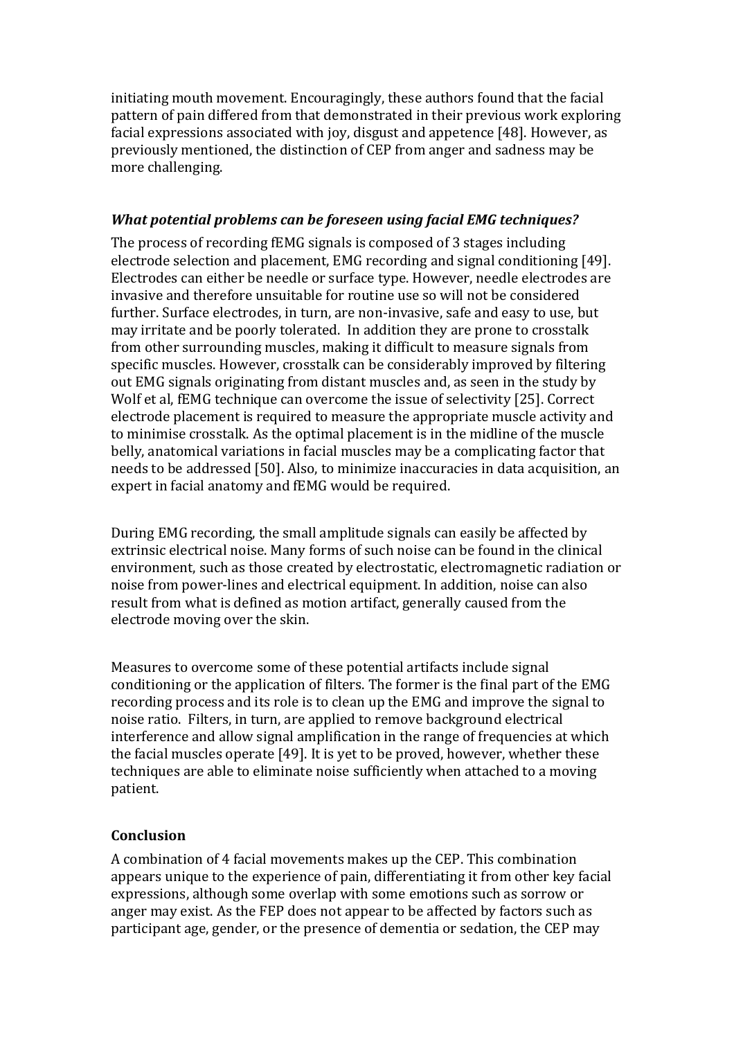initiating mouth movement. Encouragingly, these authors found that the facial pattern of pain differed from that demonstrated in their previous work exploring facial expressions associated with joy, disgust and appetence [48]. However, as previously mentioned, the distinction of CEP from anger and sadness may be more challenging.

### *What potential problems can be foreseen using facial EMG techniques?*

The process of recording fEMG signals is composed of 3 stages including electrode selection and placement, EMG recording and signal conditioning [49]. Electrodes can either be needle or surface type. However, needle electrodes are invasive and therefore unsuitable for routine use so will not be considered further. Surface electrodes, in turn, are non-invasive, safe and easy to use, but may irritate and be poorly tolerated. In addition they are prone to crosstalk from other surrounding muscles, making it difficult to measure signals from specific muscles. However, crosstalk can be considerably improved by filtering out EMG signals originating from distant muscles and, as seen in the study by Wolf et al, fEMG technique can overcome the issue of selectivity [25]. Correct electrode placement is required to measure the appropriate muscle activity and to minimise crosstalk. As the optimal placement is in the midline of the muscle belly, anatomical variations in facial muscles may be a complicating factor that needs to be addressed [50]. Also, to minimize inaccuracies in data acquisition, an expert in facial anatomy and fEMG would be required.

During EMG recording, the small amplitude signals can easily be affected by extrinsic electrical noise. Many forms of such noise can be found in the clinical environment, such as those created by electrostatic, electromagnetic radiation or noise from power-lines and electrical equipment. In addition, noise can also result from what is defined as motion artifact, generally caused from the electrode moving over the skin.

Measures to overcome some of these potential artifacts include signal conditioning or the application of filters. The former is the final part of the EMG recording process and its role is to clean up the EMG and improve the signal to noise ratio. Filters, in turn, are applied to remove background electrical interference and allow signal amplification in the range of frequencies at which the facial muscles operate [49]. It is yet to be proved, however, whether these techniques are able to eliminate noise sufficiently when attached to a moving patient.

## Conclusion

A combination of 4 facial movements makes up the CEP. This combination appears unique to the experience of pain, differentiating it from other key facial expressions, although some overlap with some emotions such as sorrow or anger may exist. As the FEP does not appear to be affected by factors such as participant age, gender, or the presence of dementia or sedation, the CEP may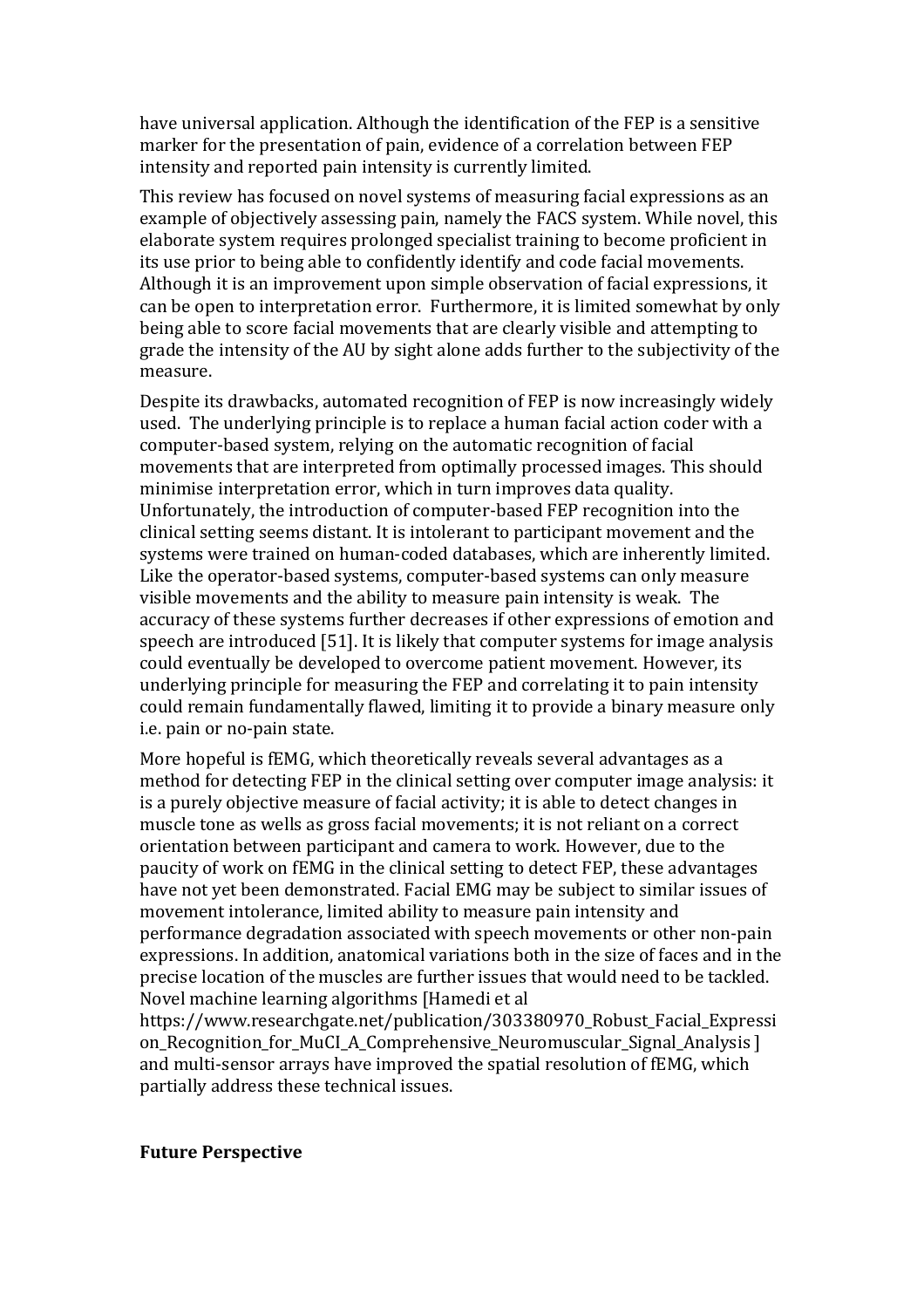have universal application. Although the identification of the FEP is a sensitive marker for the presentation of pain, evidence of a correlation between FEP intensity and reported pain intensity is currently limited.

This review has focused on novel systems of measuring facial expressions as an example of objectively assessing pain, namely the FACS system. While novel, this elaborate system requires prolonged specialist training to become proficient in its use prior to being able to confidently identify and code facial movements. Although it is an improvement upon simple observation of facial expressions, it can be open to interpretation error. Furthermore, it is limited somewhat by only being able to score facial movements that are clearly visible and attempting to grade the intensity of the AU by sight alone adds further to the subjectivity of the measure.

Despite its drawbacks, automated recognition of FEP is now increasingly widely used. The underlying principle is to replace a human facial action coder with a computer-based system, relying on the automatic recognition of facial movements that are interpreted from optimally processed images. This should minimise interpretation error, which in turn improves data quality. Unfortunately, the introduction of computer-based FEP recognition into the clinical setting seems distant. It is intolerant to participant movement and the systems were trained on human-coded databases, which are inherently limited. Like the operator-based systems, computer-based systems can only measure visible movements and the ability to measure pain intensity is weak. The accuracy of these systems further decreases if other expressions of emotion and speech are introduced [51]. It is likely that computer systems for image analysis could eventually be developed to overcome patient movement. However, its underlying principle for measuring the FEP and correlating it to pain intensity could remain fundamentally flawed, limiting it to provide a binary measure only i.e. pain or no-pain state.

More hopeful is fEMG, which theoretically reveals several advantages as a method for detecting FEP in the clinical setting over computer image analysis: it is a purely objective measure of facial activity; it is able to detect changes in muscle tone as wells as gross facial movements; it is not reliant on a correct orientation between participant and camera to work. However, due to the paucity of work on fEMG in the clinical setting to detect FEP, these advantages have not yet been demonstrated. Facial EMG may be subject to similar issues of movement intolerance, limited ability to measure pain intensity and performance degradation associated with speech movements or other non-pain expressions. In addition, anatomical variations both in the size of faces and in the precise location of the muscles are further issues that would need to be tackled. Novel machine learning algorithms [Hamedi et al https://www.researchgate.net/publication/303380970_Robust_Facial_Expression_Recognition_for_MuCI_A_Comprehensive_Neuromuscular_Signal_Analysis ] and multi-sensor arrays have improved the spatial resolution of fEMG, which partially address these technical issues.

**Future Perspective**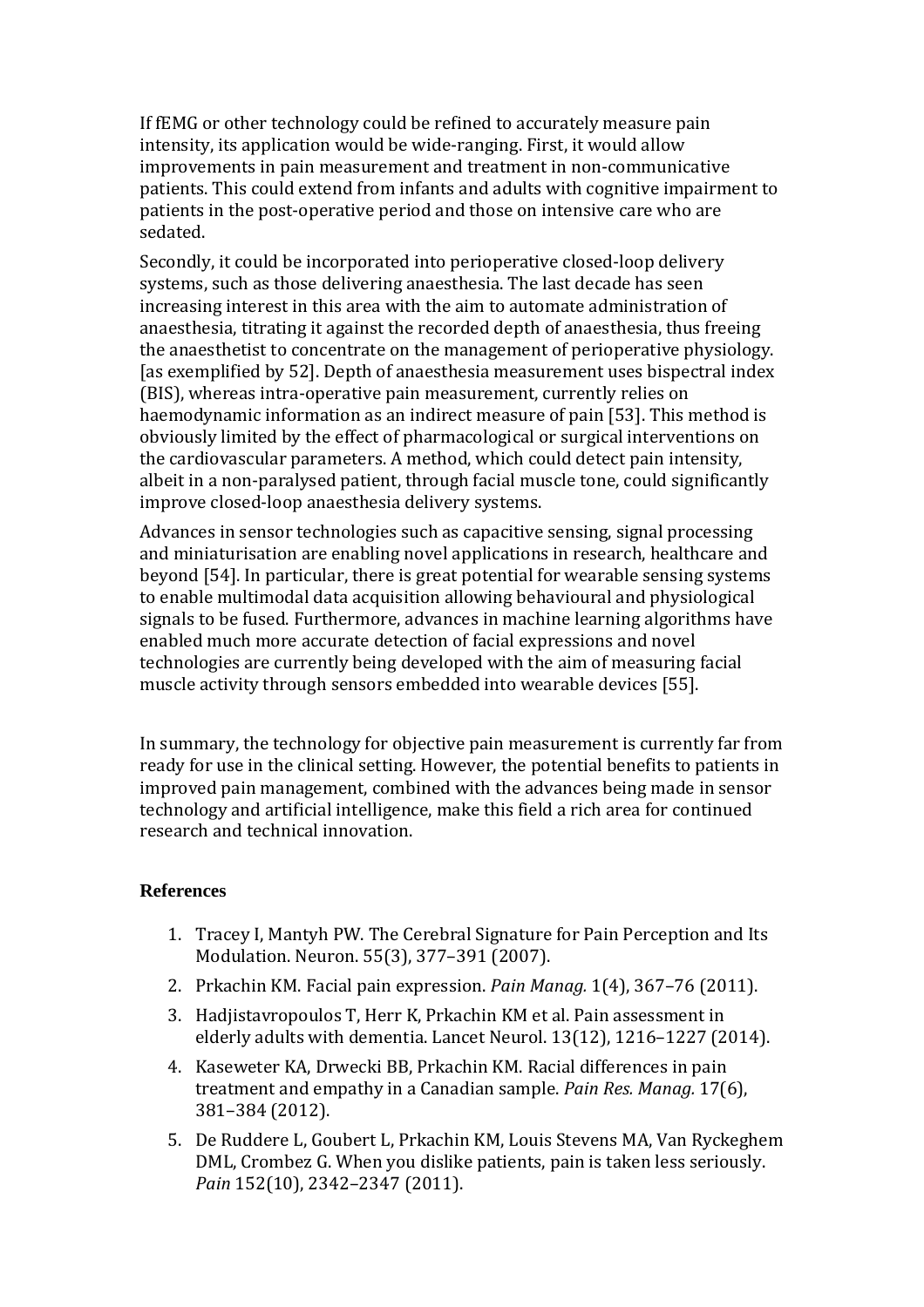If fEMG or other technology could be refined to accurately measure pain intensity, its application would be wide-ranging. First, it would allow improvements in pain measurement and treatment in non-communicative patients. This could extend from infants and adults with cognitive impairment to patients in the post-operative period and those on intensive care who are sedated.

Secondly, it could be incorporated into perioperative closed-loop delivery systems, such as those delivering anaesthesia. The last decade has seen increasing interest in this area with the aim to automate administration of anaesthesia, titrating it against the recorded depth of anaesthesia, thus freeing the anaesthetist to concentrate on the management of perioperative physiology. [as exemplified by 52]. Depth of anaesthesia measurement uses bispectral index (BIS), whereas intra-operative pain measurement, currently relies on haemodynamic information as an indirect measure of pain [53]. This method is obviously limited by the effect of pharmacological or surgical interventions on the cardiovascular parameters. A method, which could detect pain intensity, albeit in a non-paralysed patient, through facial muscle tone, could significantly improve closed-loop anaesthesia delivery systems.

Advances in sensor technologies such as capacitive sensing, signal processing and miniaturisation are enabling novel applications in research, healthcare and beyond [54]. In particular, there is great potential for wearable sensing systems to enable multimodal data acquisition allowing behavioural and physiological signals to be fused. Furthermore, advances in machine learning algorithms have enabled much more accurate detection of facial expressions and novel technologies are currently being developed with the aim of measuring facial muscle activity through sensors embedded into wearable devices [55].

In summary, the technology for objective pain measurement is currently far from ready for use in the clinical setting. However, the potential benefits to patients in improved pain management, combined with the advances being made in sensor technology and artificial intelligence, make this field a rich area for continued research and technical innovation.

**References**

1. Tracey I, Mantyh PW. The Cerebral Signature for Pain Perception and Its Modulation. Neuron. 55(3), 377–391 (2007).
2. Prkachin KM. Facial pain expression. *Pain Manag.* 1(4), 367–76 (2011).
3. Hadjistavropoulos T, Herr K, Prkachin KM et al. Pain assessment in elderly adults with dementia. Lancet Neurol. 13(12), 1216–1227 (2014).
4. Kaseweter KA, Drwecki BB, Prkachin KM. Racial differences in pain treatment and empathy in a Canadian sample. *Pain Res. Manag.* 17(6), 381–384 (2012).
5. De Ruddere L, Goubert L, Prkachin KM, Louis Stevens MA, Van Ryckeghem DML, Crombez G. When you dislike patients, pain is taken less seriously. *Pain* 152(10), 2342–2347 (2011).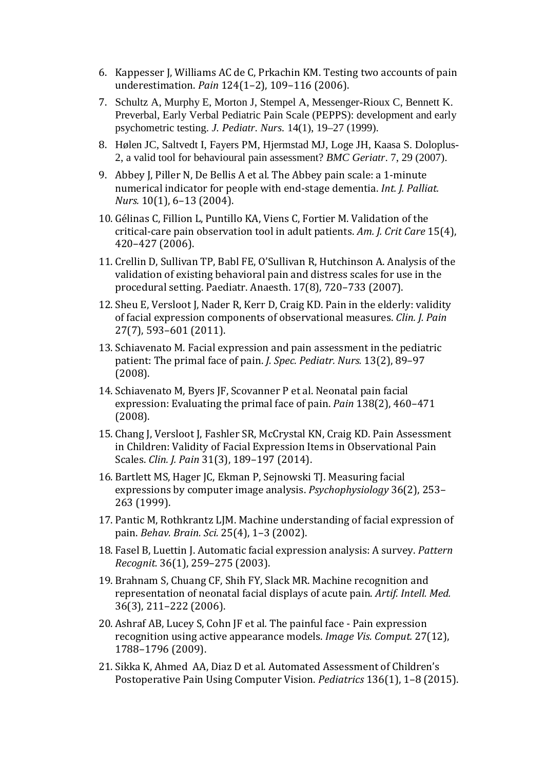6. Kappesser J, Williams AC de C, Prkachin KM. Testing two accounts of pain underestimation. *Pain* 124(1–2), 109–116 (2006).
7. Schultz A, Murphy E, Morton J, Stempel A, Messenger-Rioux C, Bennett K. Preverbal, Early Verbal Pediatric Pain Scale (PEPPS): development and early psychometric testing. *J. Pediatr. Nurs.* 14(1), 19–27 (1999).
8. Hølen JC, Saltvedt I, Fayers PM, Hjermstad MJ, Loge JH, Kaasa S. Doloplus-2, a valid tool for behavioural pain assessment? *BMC Geriatr*. 7, 29 (2007).
9. Abbey J, Piller N, De Bellis A et al. The Abbey pain scale: a 1-minute numerical indicator for people with end-stage dementia. *Int. J. Palliat. Nurs.* 10(1), 6–13 (2004).
10. Gélinas C, Fillion L, Puntillo KA, Viens C, Fortier M. Validation of the critical-care pain observation tool in adult patients. *Am. J. Crit Care* 15(4), 420–427 (2006).
11. Crellin D, Sullivan TP, Babl FE, O'Sullivan R, Hutchinson A. Analysis of the validation of existing behavioral pain and distress scales for use in the procedural setting. Paediatr. Anaesth. 17(8), 720–733 (2007).
12. Sheu E, Versloot J, Nader R, Kerr D, Craig KD. Pain in the elderly: validity of facial expression components of observational measures. *Clin. J. Pain* 27(7), 593–601 (2011).
13. Schiavenato M. Facial expression and pain assessment in the pediatric patient: The primal face of pain. *J. Spec. Pediatr. Nurs.* 13(2), 89–97 (2008).
14. Schiavenato M, Byers JF, Scovanner P et al. Neonatal pain facial expression: Evaluating the primal face of pain. *Pain* 138(2), 460–471 (2008).
15. Chang J, Versloot J, Fashler SR, McCrystal KN, Craig KD. Pain Assessment in Children: Validity of Facial Expression Items in Observational Pain Scales. *Clin. J. Pain* 31(3), 189–197 (2014).
16. Bartlett MS, Hager JC, Ekman P, Sejnowski TJ. Measuring facial expressions by computer image analysis. *Psychophysiology* 36(2), 253–263 (1999).
17. Pantic M, Rothkrantz LJM. Machine understanding of facial expression of pain. *Behav. Brain. Sci.* 25(4), 1–3 (2002).
18. Fasel B, Luettin J. Automatic facial expression analysis: A survey. *Pattern Recognit.* 36(1), 259–275 (2003).
19. Brahnam S, Chuang CF, Shih FY, Slack MR. Machine recognition and representation of neonatal facial displays of acute pain. *Artif. Intell. Med.* 36(3), 211–222 (2006).
20. Ashraf AB, Lucey S, Cohn JF et al. The painful face - Pain expression recognition using active appearance models. *Image Vis. Comput.* 27(12), 1788–1796 (2009).
21. Sikka K, Ahmed AA, Diaz D et al. Automated Assessment of Children's Postoperative Pain Using Computer Vision. *Pediatrics* 136(1), 1–8 (2015).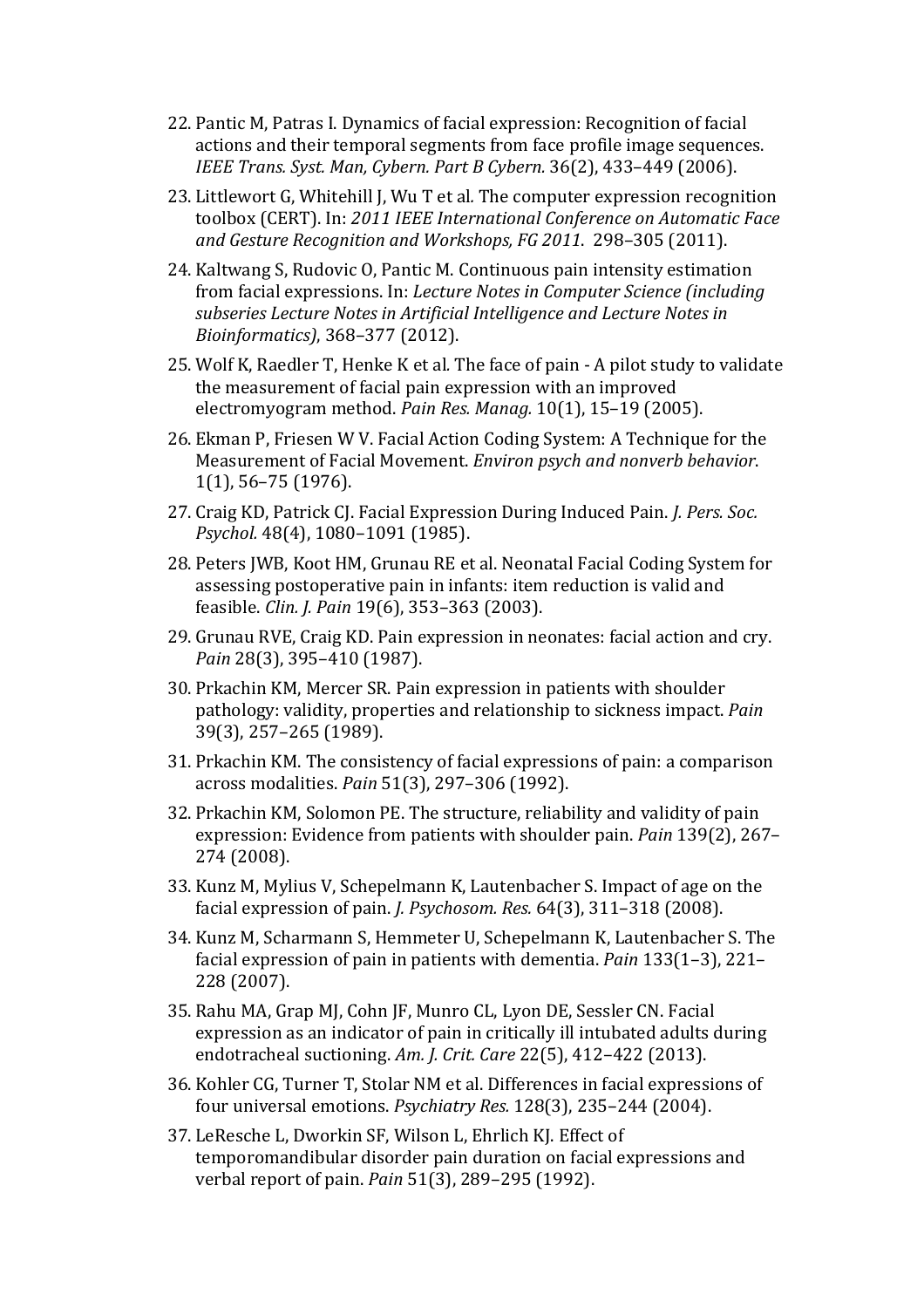22. Pantic M, Patras I. Dynamics of facial expression: Recognition of facial actions and their temporal segments from face profile image sequences. *IEEE Trans. Syst. Man, Cybern. Part B Cybern.* 36(2), 433–449 (2006).
23. Littlewort G, Whitehill J, Wu T et al. The computer expression recognition toolbox (CERT). In: *2011 IEEE International Conference on Automatic Face and Gesture Recognition and Workshops, FG 2011*. 298–305 (2011).
24. Kaltwang S, Rudovic O, Pantic M. Continuous pain intensity estimation from facial expressions. In: *Lecture Notes in Computer Science (including subseries Lecture Notes in Artificial Intelligence and Lecture Notes in Bioinformatics)*, 368–377 (2012).
25. Wolf K, Raedler T, Henke K et al. The face of pain - A pilot study to validate the measurement of facial pain expression with an improved electromyogram method. *Pain Res. Manag.* 10(1), 15–19 (2005).
26. Ekman P, Friesen W V. Facial Action Coding System: A Technique for the Measurement of Facial Movement. *Environ psych and nonverb behavior*. 1(1), 56–75 (1976).
27. Craig KD, Patrick CJ. Facial Expression During Induced Pain. *J. Pers. Soc. Psychol.* 48(4), 1080–1091 (1985).
28. Peters JWB, Koot HM, Grunau RE et al. Neonatal Facial Coding System for assessing postoperative pain in infants: item reduction is valid and feasible. *Clin. J. Pain* 19(6), 353–363 (2003).
29. Grunau RVE, Craig KD. Pain expression in neonates: facial action and cry. *Pain* 28(3), 395–410 (1987).
30. Prkachin KM, Mercer SR. Pain expression in patients with shoulder pathology: validity, properties and relationship to sickness impact. *Pain* 39(3), 257–265 (1989).
31. Prkachin KM. The consistency of facial expressions of pain: a comparison across modalities. *Pain* 51(3), 297–306 (1992).
32. Prkachin KM, Solomon PE. The structure, reliability and validity of pain expression: Evidence from patients with shoulder pain. *Pain* 139(2), 267–274 (2008).
33. Kunz M, Mylius V, Schepelmann K, Lautenbacher S. Impact of age on the facial expression of pain. *J. Psychosom. Res.* 64(3), 311–318 (2008).
34. Kunz M, Scharmann S, Hemmeter U, Schepelmann K, Lautenbacher S. The facial expression of pain in patients with dementia. *Pain* 133(1–3), 221–228 (2007).
35. Rahu MA, Grap MJ, Cohn JF, Munro CL, Lyon DE, Sessler CN. Facial expression as an indicator of pain in critically ill intubated adults during endotracheal suctioning. *Am. J. Crit. Care* 22(5), 412–422 (2013).
36. Kohler CG, Turner T, Stolar NM et al. Differences in facial expressions of four universal emotions. *Psychiatry Res.* 128(3), 235–244 (2004).
37. LeResche L, Dworkin SF, Wilson L, Ehrlich KJ. Effect of temporomandibular disorder pain duration on facial expressions and verbal report of pain. *Pain* 51(3), 289–295 (1992).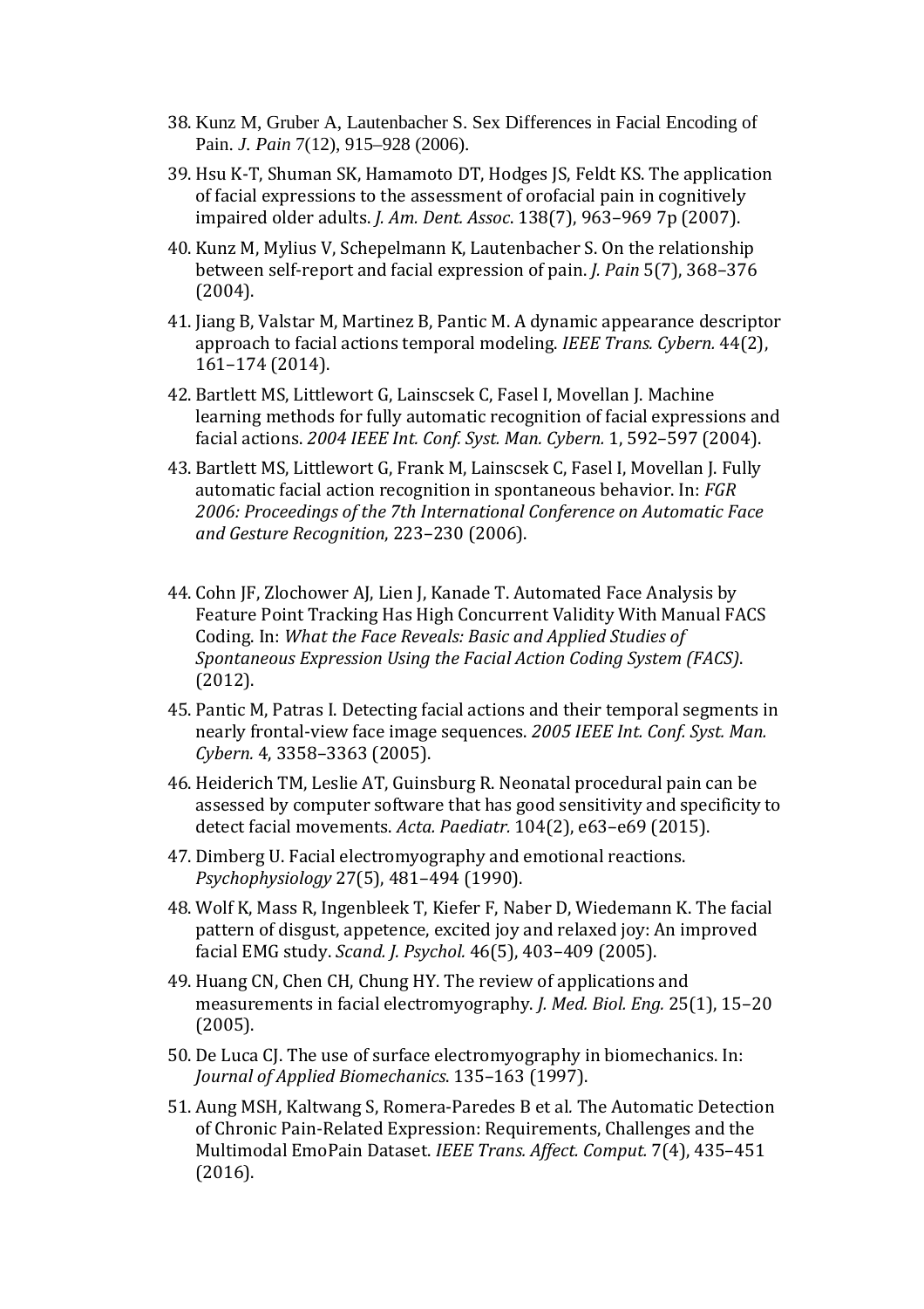38. Kunz M, Gruber A, Lautenbacher S. Sex Differences in Facial Encoding of Pain. *J. Pain* 7(12), 915–928 (2006).
39. Hsu K-T, Shuman SK, Hamamoto DT, Hodges JS, Feldt KS. The application of facial expressions to the assessment of orofacial pain in cognitively impaired older adults. *J. Am. Dent. Assoc.* 138(7), 963–969 7p (2007).
40. Kunz M, Mylius V, Schepelmann K, Lautenbacher S. On the relationship between self-report and facial expression of pain. *J. Pain* 5(7), 368–376 (2004).
41. Jiang B, Valstar M, Martinez B, Pantic M. A dynamic appearance descriptor approach to facial actions temporal modeling. *IEEE Trans. Cybern.* 44(2), 161–174 (2014).
42. Bartlett MS, Littlewort G, Lainscsek C, Fasel I, Movellan J. Machine learning methods for fully automatic recognition of facial expressions and facial actions. *2004 IEEE Int. Conf. Syst. Man. Cybern.* 1, 592–597 (2004).
43. Bartlett MS, Littlewort G, Frank M, Lainscsek C, Fasel I, Movellan J. Fully automatic facial action recognition in spontaneous behavior. In: *FGR 2006: Proceedings of the 7th International Conference on Automatic Face and Gesture Recognition*, 223–230 (2006).
44. Cohn JF, Zlochower AJ, Lien J, Kanade T. Automated Face Analysis by Feature Point Tracking Has High Concurrent Validity With Manual FACS Coding. In: *What the Face Reveals: Basic and Applied Studies of Spontaneous Expression Using the Facial Action Coding System (FACS)*. (2012).
45. Pantic M, Patras I. Detecting facial actions and their temporal segments in nearly frontal-view face image sequences. *2005 IEEE Int. Conf. Syst. Man. Cybern.* 4, 3358–3363 (2005).
46. Heiderich TM, Leslie AT, Guinsburg R. Neonatal procedural pain can be assessed by computer software that has good sensitivity and specificity to detect facial movements. *Acta. Paediatr.* 104(2), e63–e69 (2015).
47. Dimberg U. Facial electromyography and emotional reactions. *Psychophysiology* 27(5), 481–494 (1990).
48. Wolf K, Mass R, Ingenbleek T, Kiefer F, Naber D, Wiedemann K. The facial pattern of disgust, appetence, excited joy and relaxed joy: An improved facial EMG study. *Scand. J. Psychol.* 46(5), 403–409 (2005).
49. Huang CN, Chen CH, Chung HY. The review of applications and measurements in facial electromyography. *J. Med. Biol. Eng.* 25(1), 15–20 (2005).
50. De Luca CJ. The use of surface electromyography in biomechanics. In: *Journal of Applied Biomechanics*. 135–163 (1997).
51. Aung MSH, Kaltwang S, Romera-Paredes B et al. The Automatic Detection of Chronic Pain-Related Expression: Requirements, Challenges and the Multimodal EmoPain Dataset. *IEEE Trans. Affect. Comput.* 7(4), 435–451 (2016).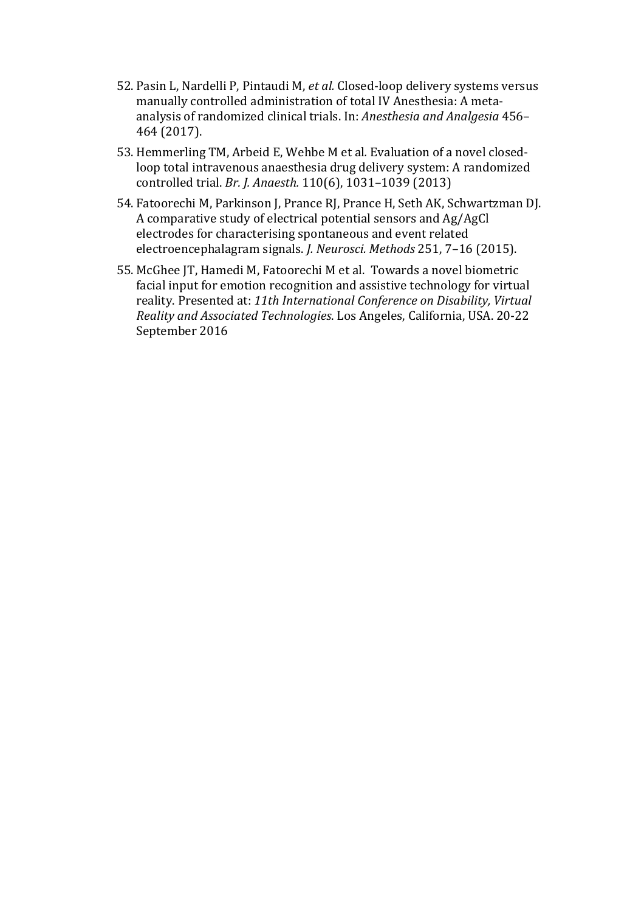52. Pasin L, Nardelli P, Pintaudi M, *et al.* Closed-loop delivery systems versus manually controlled administration of total IV Anesthesia: A meta-analysis of randomized clinical trials. In: *Anesthesia and Analgesia* 456–464 (2017).
53. Hemmerling TM, Arbeid E, Wehbe M et al. Evaluation of a novel closed-loop total intravenous anaesthesia drug delivery system: A randomized controlled trial. *Br. J. Anaesth.* 110(6), 1031–1039 (2013)
54. Fatoorechi M, Parkinson J, Prance RJ, Prance H, Seth AK, Schwartzman DJ. A comparative study of electrical potential sensors and Ag/AgCl electrodes for characterising spontaneous and event related electroencephalagram signals. *J. Neurosci. Methods* 251, 7–16 (2015).
55. McGhee JT, Hamedi M, Fatoorechi M et al. Towards a novel biometric facial input for emotion recognition and assistive technology for virtual reality. Presented at: *11th International Conference on Disability, Virtual Reality and Associated Technologies*. Los Angeles, California, USA. 20-22 September 2016